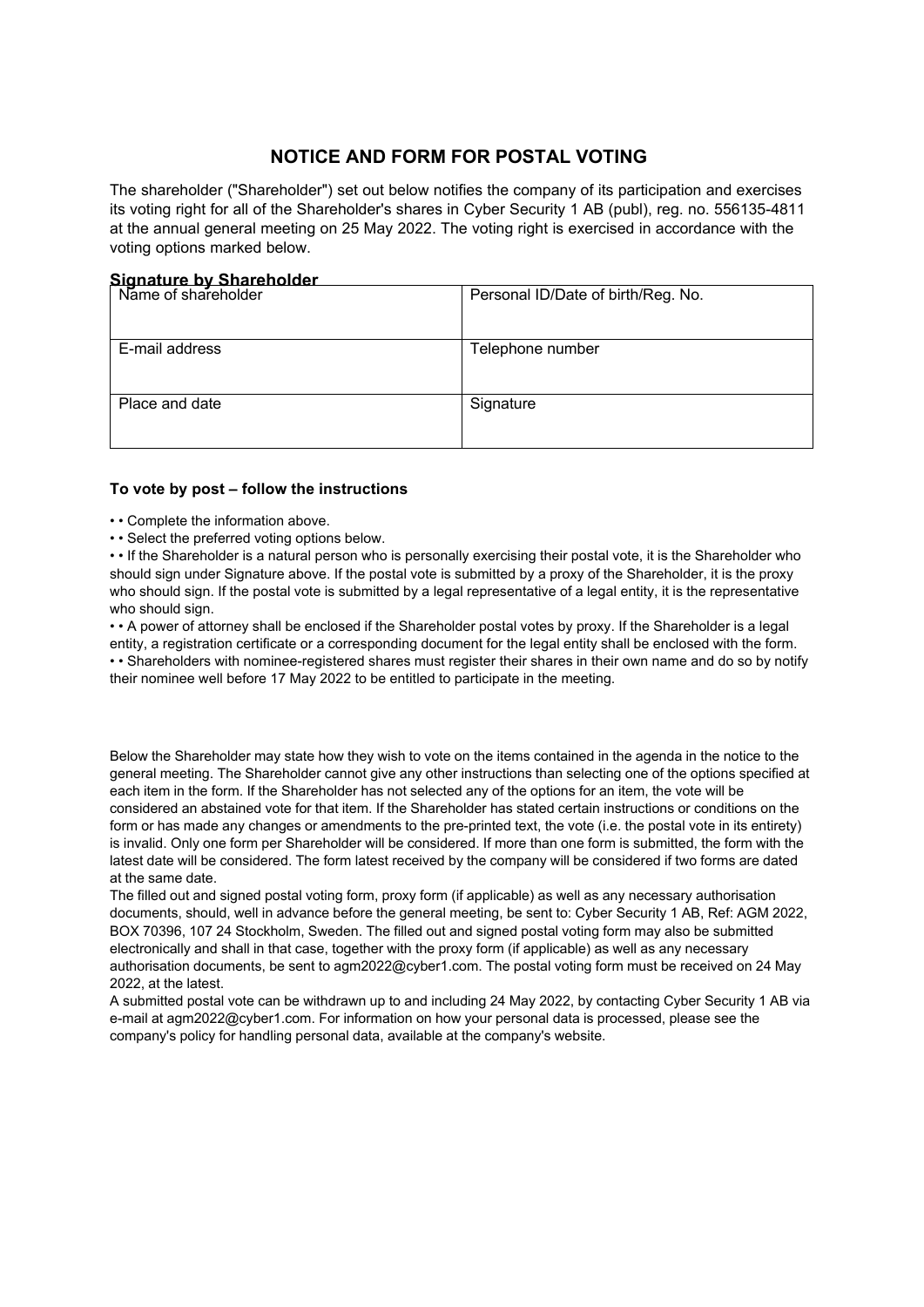# NOTICE AND FORM FOR POSTAL VOTING

The shareholder ("Shareholder") set out below notifies the company of its participation and exercises its voting right for all of the Shareholder's shares in Cyber Security 1 AB (publ), reg. no. 556135-4811 at the annual general meeting on 25 May 2022. The voting right is exercised in accordance with the voting options marked below.

**Signature by Shareholder**

| Name of shareholder | Personal ID/Date of birth/Reg. No. |
|---|---|
| E-mail address | Telephone number |
| Place and date | Signature |

**To vote by post – follow the instructions**

- • Complete the information above.
- • Select the preferred voting options below.
- • If the Shareholder is a natural person who is personally exercising their postal vote, it is the Shareholder who should sign under Signature above. If the postal vote is submitted by a proxy of the Shareholder, it is the proxy who should sign. If the postal vote is submitted by a legal representative of a legal entity, it is the representative who should sign.
- • A power of attorney shall be enclosed if the Shareholder postal votes by proxy. If the Shareholder is a legal entity, a registration certificate or a corresponding document for the legal entity shall be enclosed with the form.
- • Shareholders with nominee-registered shares must register their shares in their own name and do so by notify their nominee well before 17 May 2022 to be entitled to participate in the meeting.

Below the Shareholder may state how they wish to vote on the items contained in the agenda in the notice to the general meeting. The Shareholder cannot give any other instructions than selecting one of the options specified at each item in the form. If the Shareholder has not selected any of the options for an item, the vote will be considered an abstained vote for that item. If the Shareholder has stated certain instructions or conditions on the form or has made any changes or amendments to the pre-printed text, the vote (i.e. the postal vote in its entirety) is invalid. Only one form per Shareholder will be considered. If more than one form is submitted, the form with the latest date will be considered. The form latest received by the company will be considered if two forms are dated at the same date.

The filled out and signed postal voting form, proxy form (if applicable) as well as any necessary authorisation documents, should, well in advance before the general meeting, be sent to: Cyber Security 1 AB, Ref: AGM 2022, BOX 70396, 107 24 Stockholm, Sweden. The filled out and signed postal voting form may also be submitted electronically and shall in that case, together with the proxy form (if applicable) as well as any necessary authorisation documents, be sent to agm2022@cyber1.com. The postal voting form must be received on 24 May 2022, at the latest.

A submitted postal vote can be withdrawn up to and including 24 May 2022, by contacting Cyber Security 1 AB via e-mail at agm2022@cyber1.com. For information on how your personal data is processed, please see the company's policy for handling personal data, available at the company's website.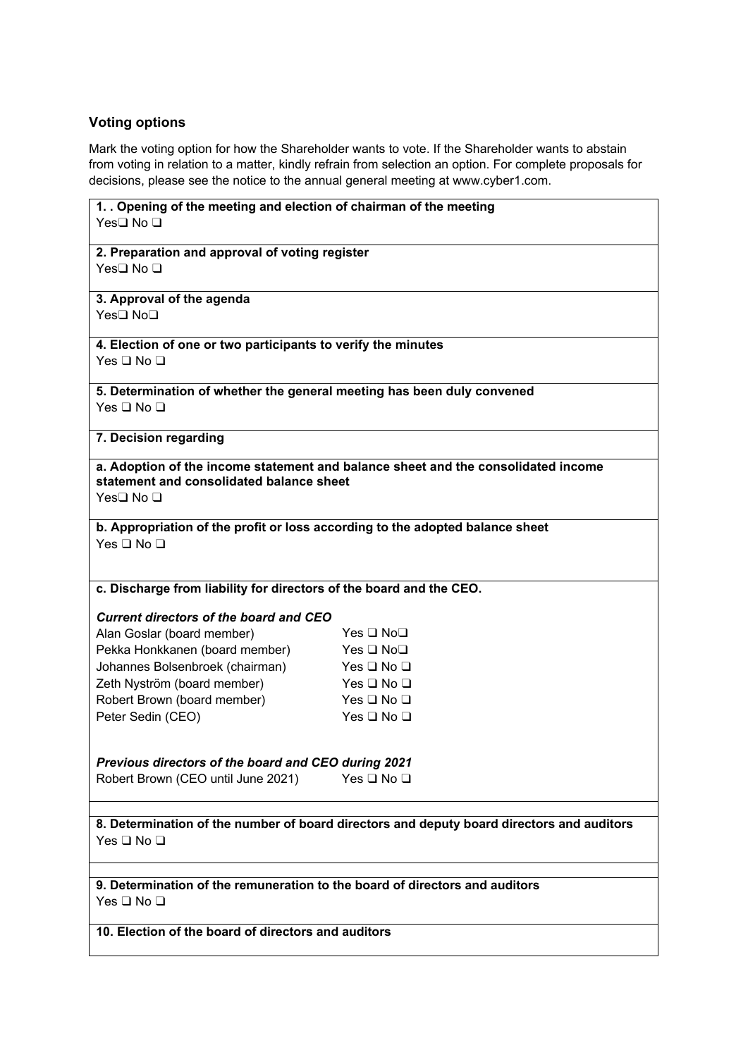## Voting options

Mark the voting option for how the Shareholder wants to vote. If the Shareholder wants to abstain from voting in relation to a matter, kindly refrain from selection an option. For complete proposals for decisions, please see the notice to the annual general meeting at www.cyber1.com.

**1. . Opening of the meeting and election of chairman of the meeting**
Yes❑ No ❑

**2. Preparation and approval of voting register**
Yes❑ No ❑

**3. Approval of the agenda**
Yes❑ No❑

**4. Election of one or two participants to verify the minutes**
Yes ❑ No ❑

**5. Determination of whether the general meeting has been duly convened**
Yes ❑ No ❑

**7. Decision regarding**

**a. Adoption of the income statement and balance sheet and the consolidated income statement and consolidated balance sheet**
Yes❑ No ❑

**b. Appropriation of the profit or loss according to the adopted balance sheet**
Yes ❑ No ❑

**c. Discharge from liability for directors of the board and the CEO.**

***Current directors of the board and CEO***

| | |
|---|---|
| Alan Goslar (board member) | Yes ❑ No❑ |
| Pekka Honkkanen (board member) | Yes ❑ No❑ |
| Johannes Bolsenbroek (chairman) | Yes ❑ No ❑ |
| Zeth Nyström (board member) | Yes ❑ No ❑ |
| Robert Brown (board member) | Yes ❑ No ❑ |
| Peter Sedin (CEO) | Yes ❑ No ❑ |

***Previous directors of the board and CEO during 2021***

| | |
|---|---|
| Robert Brown (CEO until June 2021) | Yes ❑ No ❑ |

**8. Determination of the number of board directors and deputy board directors and auditors**
Yes ❑ No ❑

**9. Determination of the remuneration to the board of directors and auditors**
Yes ❑ No ❑

**10. Election of the board of directors and auditors**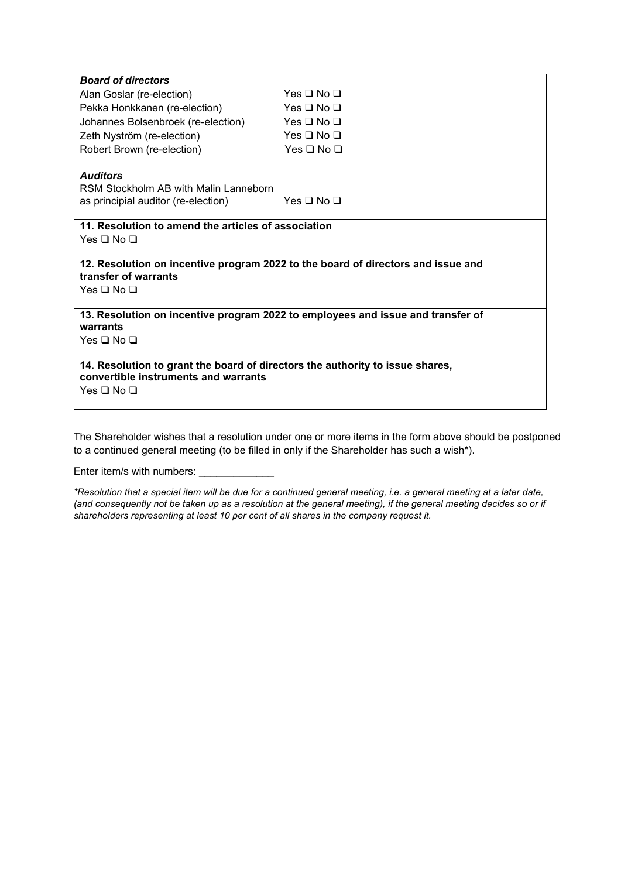***Board of directors***

| | |
|---|---|
| Alan Goslar (re-election) | Yes ❑ No ❑ |
| Pekka Honkkanen (re-election) | Yes ❑ No ❑ |
| Johannes Bolsenbroek (re-election) | Yes ❑ No ❑ |
| Zeth Nyström (re-election) | Yes ❑ No ❑ |
| Robert Brown (re-election) | Yes ❑ No ❑ |

***Auditors***

| | |
|---|---|
| RSM Stockholm AB with Malin Lanneborn as principial auditor (re-election) | Yes ❑ No ❑ |

**11. Resolution to amend the articles of association**

Yes ❑ No ❑

**12. Resolution on incentive program 2022 to the board of directors and issue and transfer of warrants**

Yes ❑ No ❑

**13. Resolution on incentive program 2022 to employees and issue and transfer of warrants**

Yes ❑ No ❑

**14. Resolution to grant the board of directors the authority to issue shares, convertible instruments and warrants**

Yes ❑ No ❑

The Shareholder wishes that a resolution under one or more items in the form above should be postponed to a continued general meeting (to be filled in only if the Shareholder has such a wish*).

Enter item/s with numbers: _____________

*\*Resolution that a special item will be due for a continued general meeting, i.e. a general meeting at a later date, (and consequently not be taken up as a resolution at the general meeting), if the general meeting decides so or if shareholders representing at least 10 per cent of all shares in the company request it.*